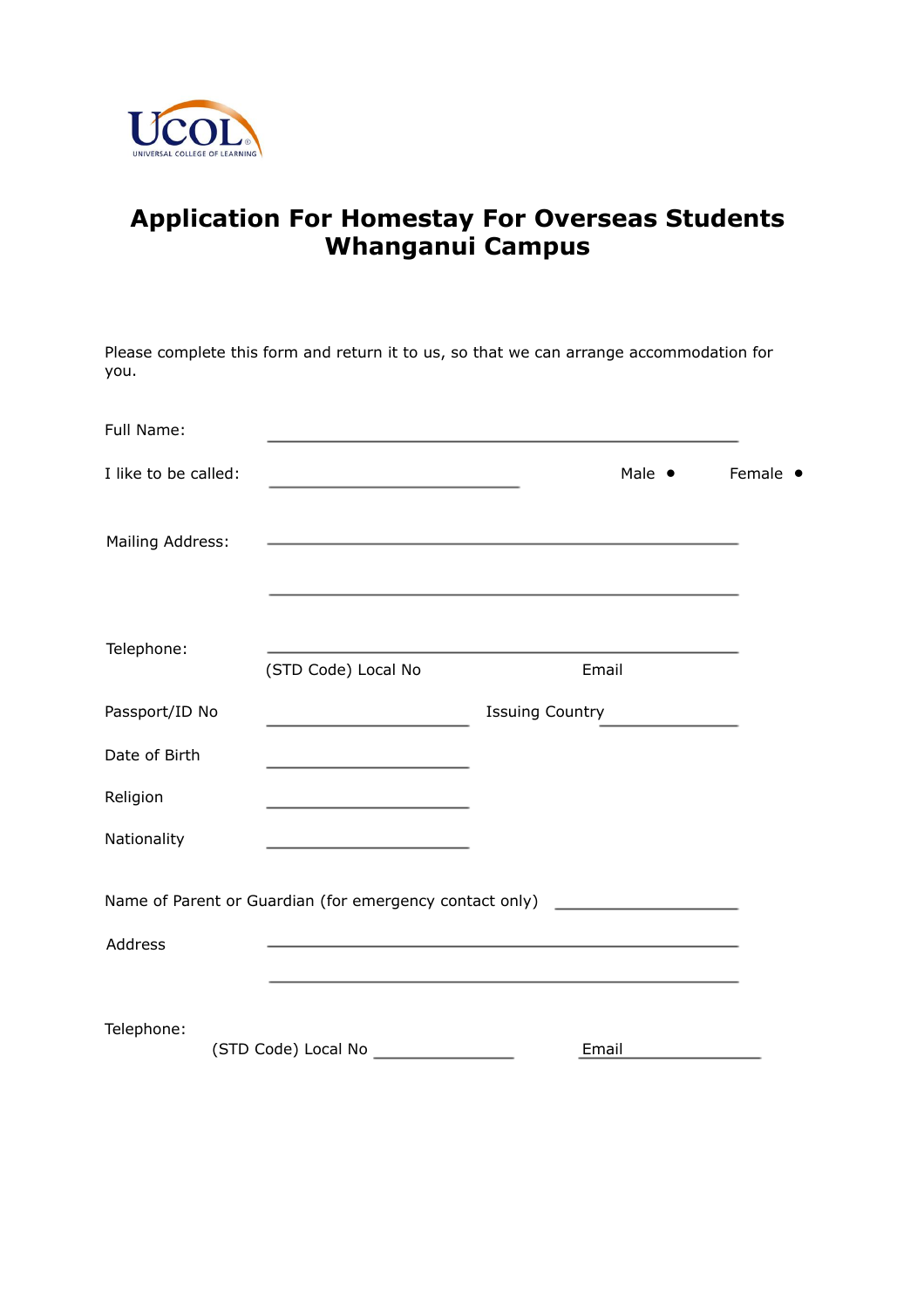UCOL
UNIVERSAL COLLEGE OF LEARNING

# Application For Homestay For Overseas Students Whanganui Campus

Please complete this form and return it to us, so that we can arrange accommodation for you.

Full Name: ______________________________________________

I like to be called: ______________________ Male • Female •

Mailing Address: ______________________________________________

______________________________________________

Telephone: ______________________________________________
(STD Code) Local No Email

Passport/ID No ____________________ Issuing Country ____________

Date of Birth ____________________

Religion ____________________

Nationality ____________________

Name of Parent or Guardian (for emergency contact only) ____________________

Address ______________________________________________

______________________________________________

Telephone:
(STD Code) Local No ________________ Email ________________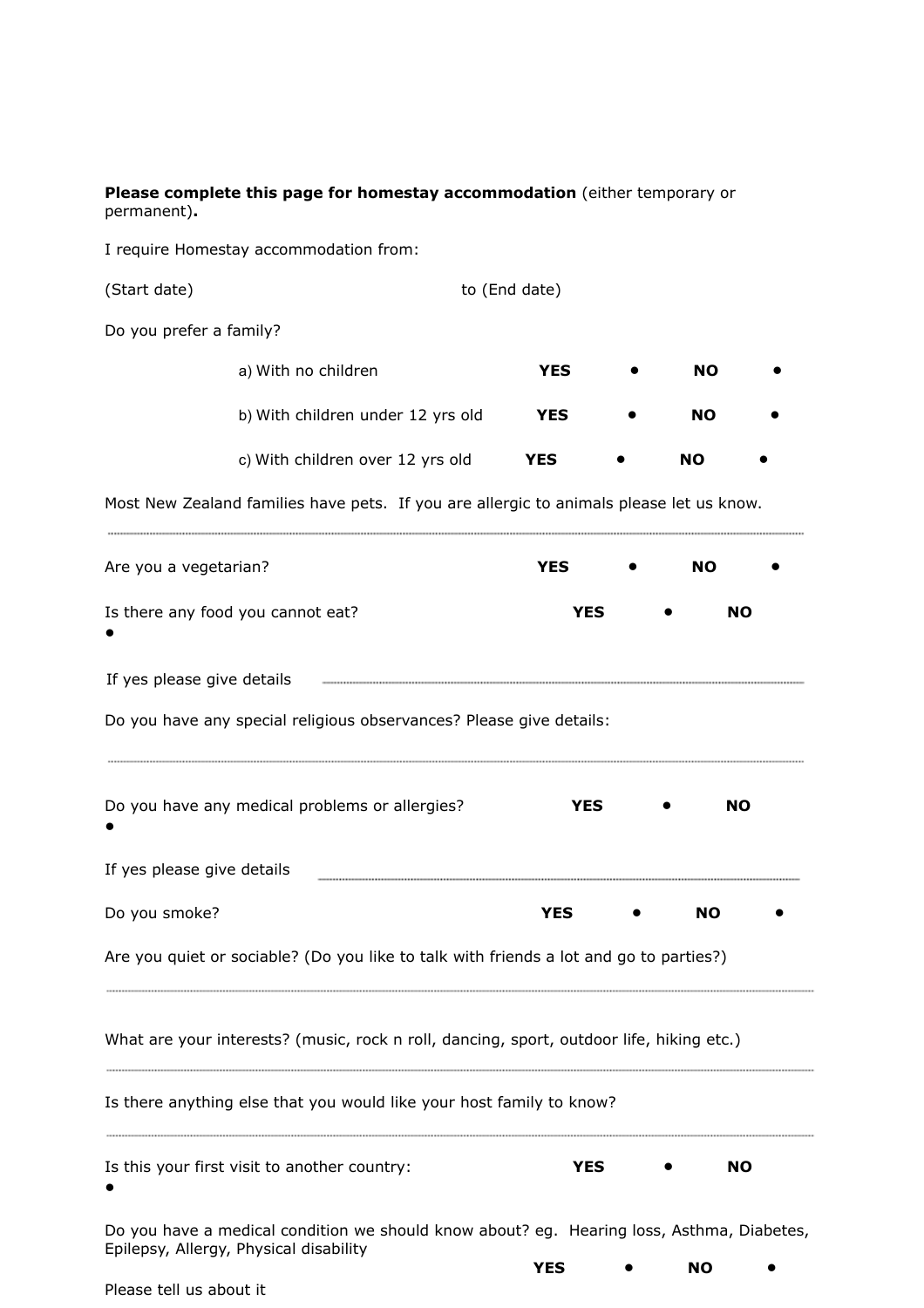**Please complete this page for homestay accommodation** (either temporary or permanent)**.**

I require Homestay accommodation from:

(Start date) to (End date)

Do you prefer a family?

a) With no children **YES** • **NO** •

b) With children under 12 yrs old **YES** • **NO** •

c) With children over 12 yrs old **YES** • **NO** •

Most New Zealand families have pets. If you are allergic to animals please let us know.

..............................................................................................................................................

Are you a vegetarian? **YES** • **NO** •

Is there any food you cannot eat? **YES** • **NO** •

If yes please give details ..............................................................................................

Do you have any special religious observances? Please give details:

..............................................................................................................................................

Do you have any medical problems or allergies? **YES** • **NO** •

If yes please give details ..............................................................................................

Do you smoke? **YES** • **NO** •

Are you quiet or sociable? (Do you like to talk with friends a lot and go to parties?)

..............................................................................................................................................

What are your interests? (music, rock n roll, dancing, sport, outdoor life, hiking etc.)

..............................................................................................................................................

Is there anything else that you would like your host family to know?

..............................................................................................................................................

Is this your first visit to another country: **YES** • **NO** •

Do you have a medical condition we should know about? eg. Hearing loss, Asthma, Diabetes, Epilepsy, Allergy, Physical disability

**YES** • **NO** •

Please tell us about it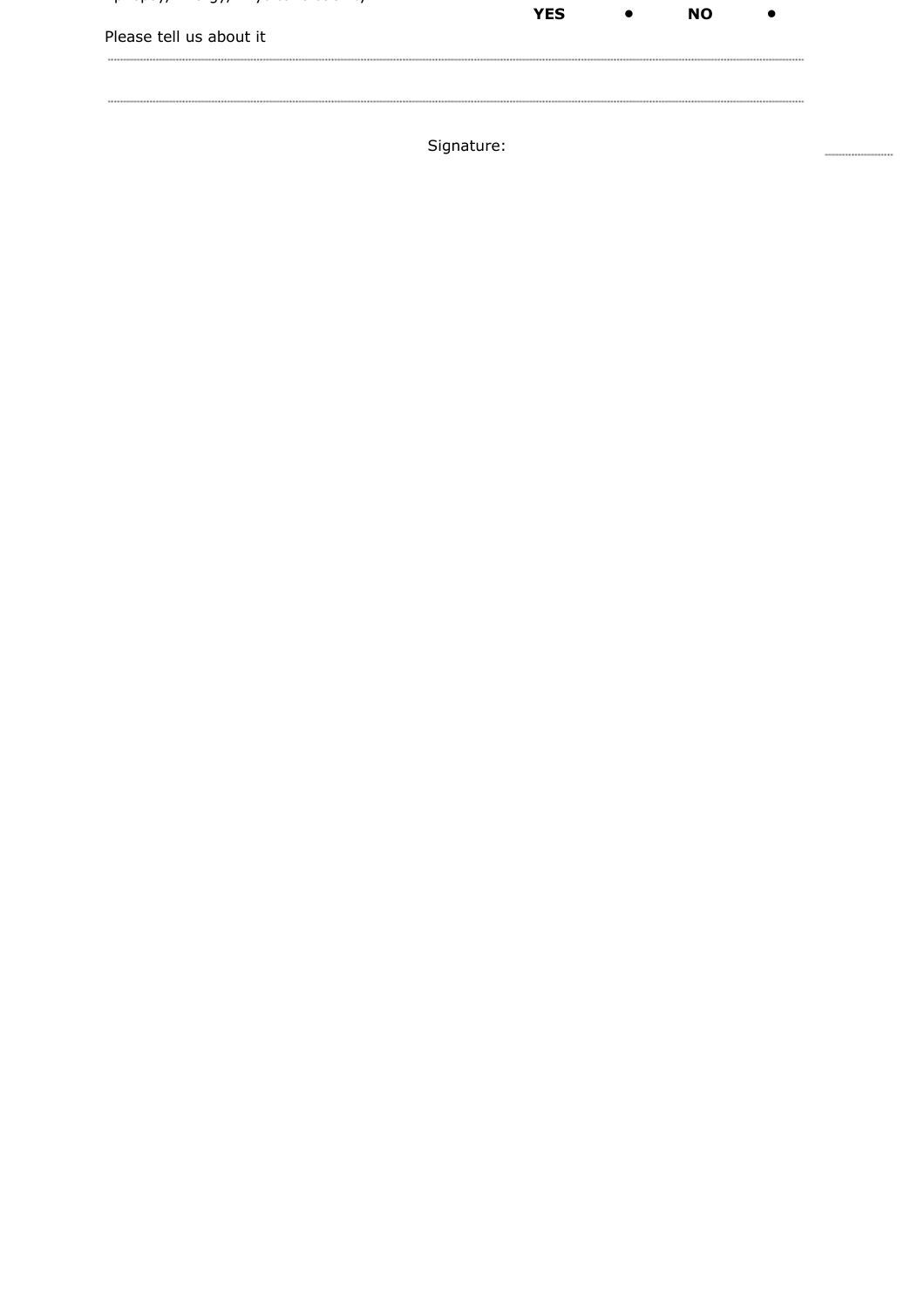YES • NO •

Please tell us about it

..............................................................................................................................................................................................................

..............................................................................................................................................................................................................

Signature: ..........................